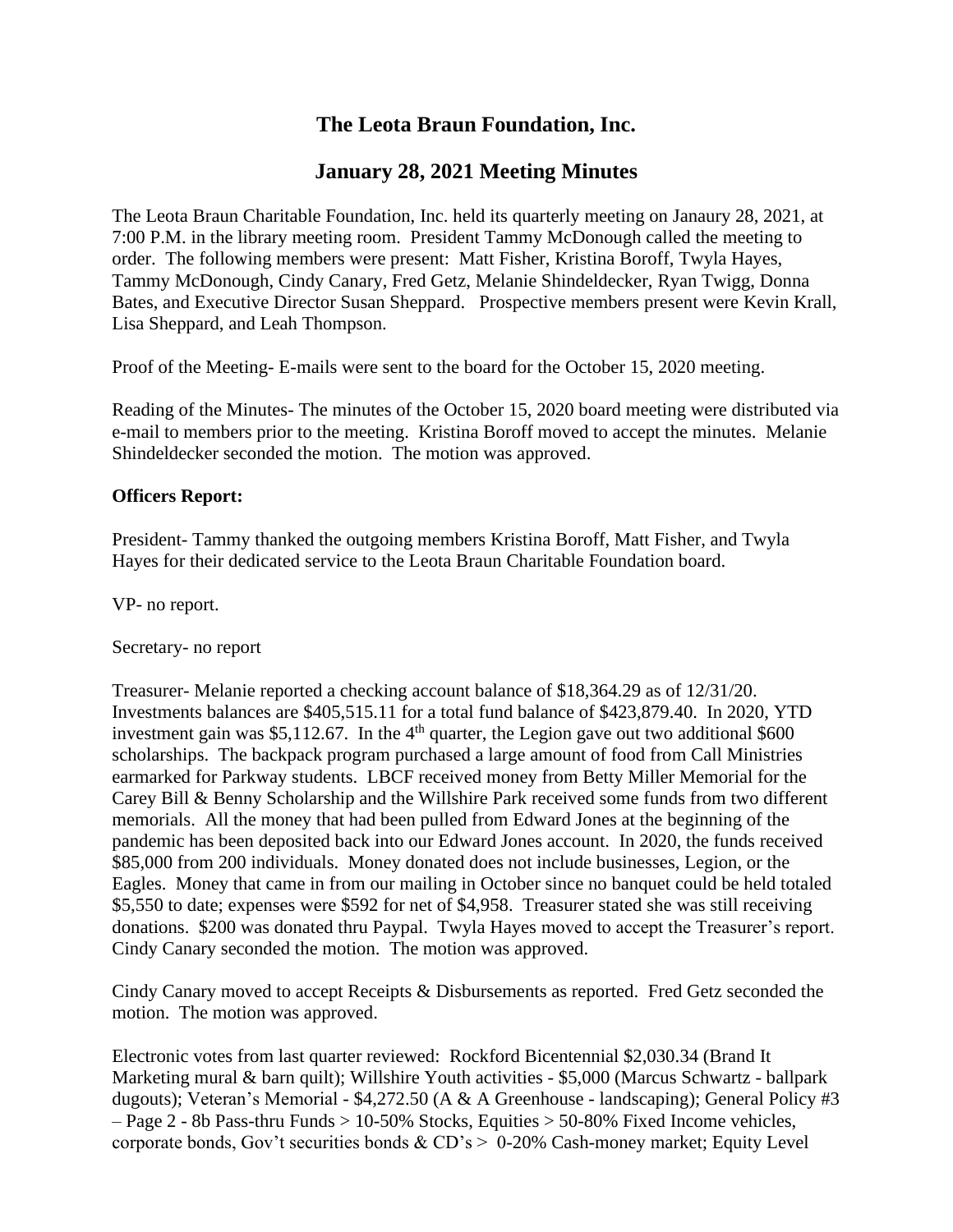# The Leota Braun Foundation, Inc.

## January 28, 2021 Meeting Minutes

The Leota Braun Charitable Foundation, Inc. held its quarterly meeting on Janaury 28, 2021, at 7:00 P.M. in the library meeting room. President Tammy McDonough called the meeting to order. The following members were present: Matt Fisher, Kristina Boroff, Twyla Hayes, Tammy McDonough, Cindy Canary, Fred Getz, Melanie Shindeldecker, Ryan Twigg, Donna Bates, and Executive Director Susan Sheppard. Prospective members present were Kevin Krall, Lisa Sheppard, and Leah Thompson.

Proof of the Meeting- E-mails were sent to the board for the October 15, 2020 meeting.

Reading of the Minutes- The minutes of the October 15, 2020 board meeting were distributed via e-mail to members prior to the meeting. Kristina Boroff moved to accept the minutes. Melanie Shindeldecker seconded the motion. The motion was approved.

**Officers Report:**

President- Tammy thanked the outgoing members Kristina Boroff, Matt Fisher, and Twyla Hayes for their dedicated service to the Leota Braun Charitable Foundation board.

VP- no report.

Secretary- no report

Treasurer- Melanie reported a checking account balance of $18,364.29 as of 12/31/20. Investments balances are $405,515.11 for a total fund balance of $423,879.40. In 2020, YTD investment gain was $5,112.67. In the 4th quarter, the Legion gave out two additional $600 scholarships. The backpack program purchased a large amount of food from Call Ministries earmarked for Parkway students. LBCF received money from Betty Miller Memorial for the Carey Bill & Benny Scholarship and the Willshire Park received some funds from two different memorials. All the money that had been pulled from Edward Jones at the beginning of the pandemic has been deposited back into our Edward Jones account. In 2020, the funds received $85,000 from 200 individuals. Money donated does not include businesses, Legion, or the Eagles. Money that came in from our mailing in October since no banquet could be held totaled $5,550 to date; expenses were $592 for net of $4,958. Treasurer stated she was still receiving donations. $200 was donated thru Paypal. Twyla Hayes moved to accept the Treasurer's report. Cindy Canary seconded the motion. The motion was approved.

Cindy Canary moved to accept Receipts & Disbursements as reported. Fred Getz seconded the motion. The motion was approved.

Electronic votes from last quarter reviewed: Rockford Bicentennial $2,030.34 (Brand It Marketing mural & barn quilt); Willshire Youth activities - $5,000 (Marcus Schwartz - ballpark dugouts); Veteran's Memorial - $4,272.50 (A & A Greenhouse - landscaping); General Policy #3 – Page 2 - 8b Pass-thru Funds > 10-50% Stocks, Equities > 50-80% Fixed Income vehicles, corporate bonds, Gov't securities bonds & CD's > 0-20% Cash-money market; Equity Level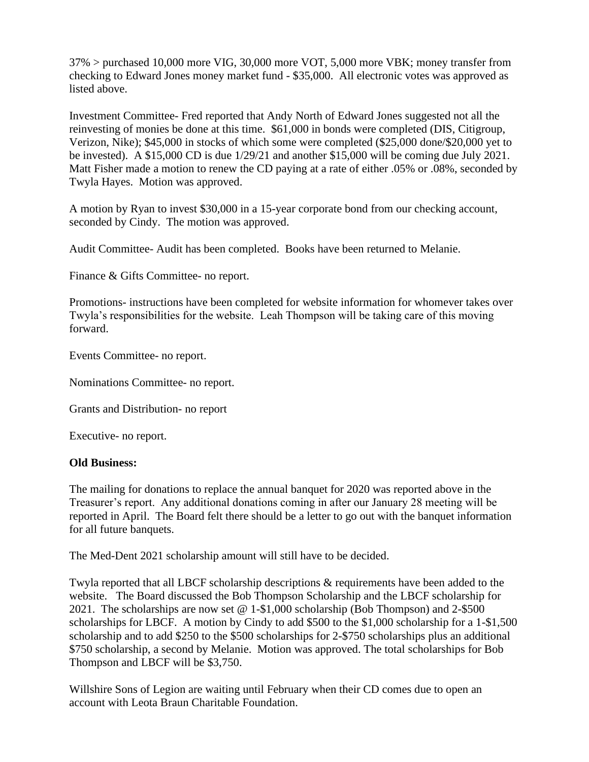37% > purchased 10,000 more VIG, 30,000 more VOT, 5,000 more VBK; money transfer from checking to Edward Jones money market fund - $35,000. All electronic votes was approved as listed above.

Investment Committee- Fred reported that Andy North of Edward Jones suggested not all the reinvesting of monies be done at this time. $61,000 in bonds were completed (DIS, Citigroup, Verizon, Nike); $45,000 in stocks of which some were completed ($25,000 done/$20,000 yet to be invested). A $15,000 CD is due 1/29/21 and another $15,000 will be coming due July 2021. Matt Fisher made a motion to renew the CD paying at a rate of either .05% or .08%, seconded by Twyla Hayes. Motion was approved.

A motion by Ryan to invest $30,000 in a 15-year corporate bond from our checking account, seconded by Cindy. The motion was approved.

Audit Committee- Audit has been completed. Books have been returned to Melanie.

Finance & Gifts Committee- no report.

Promotions- instructions have been completed for website information for whomever takes over Twyla's responsibilities for the website. Leah Thompson will be taking care of this moving forward.

Events Committee- no report.

Nominations Committee- no report.

Grants and Distribution- no report

Executive- no report.

**Old Business:**

The mailing for donations to replace the annual banquet for 2020 was reported above in the Treasurer's report. Any additional donations coming in after our January 28 meeting will be reported in April. The Board felt there should be a letter to go out with the banquet information for all future banquets.

The Med-Dent 2021 scholarship amount will still have to be decided.

Twyla reported that all LBCF scholarship descriptions & requirements have been added to the website. The Board discussed the Bob Thompson Scholarship and the LBCF scholarship for 2021. The scholarships are now set @ 1-$1,000 scholarship (Bob Thompson) and 2-$500 scholarships for LBCF. A motion by Cindy to add $500 to the $1,000 scholarship for a 1-$1,500 scholarship and to add $250 to the $500 scholarships for 2-$750 scholarships plus an additional $750 scholarship, a second by Melanie. Motion was approved. The total scholarships for Bob Thompson and LBCF will be $3,750.

Willshire Sons of Legion are waiting until February when their CD comes due to open an account with Leota Braun Charitable Foundation.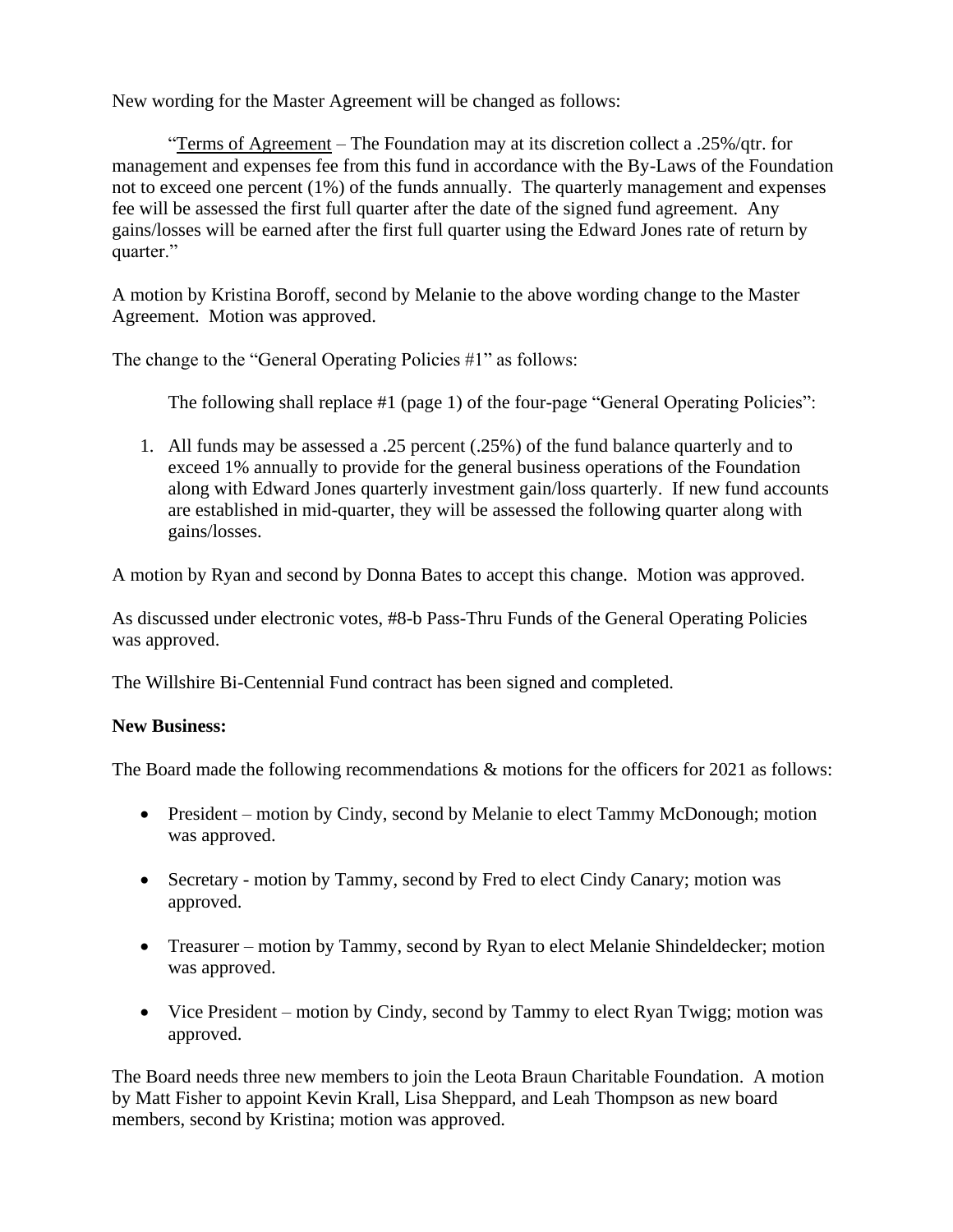New wording for the Master Agreement will be changed as follows:

"Terms of Agreement – The Foundation may at its discretion collect a .25%/qtr. for management and expenses fee from this fund in accordance with the By-Laws of the Foundation not to exceed one percent (1%) of the funds annually. The quarterly management and expenses fee will be assessed the first full quarter after the date of the signed fund agreement. Any gains/losses will be earned after the first full quarter using the Edward Jones rate of return by quarter."

A motion by Kristina Boroff, second by Melanie to the above wording change to the Master Agreement. Motion was approved.

The change to the "General Operating Policies #1" as follows:

The following shall replace #1 (page 1) of the four-page "General Operating Policies":

1. All funds may be assessed a .25 percent (.25%) of the fund balance quarterly and to exceed 1% annually to provide for the general business operations of the Foundation along with Edward Jones quarterly investment gain/loss quarterly. If new fund accounts are established in mid-quarter, they will be assessed the following quarter along with gains/losses.

A motion by Ryan and second by Donna Bates to accept this change. Motion was approved.

As discussed under electronic votes, #8-b Pass-Thru Funds of the General Operating Policies was approved.

The Willshire Bi-Centennial Fund contract has been signed and completed.

**New Business:**

The Board made the following recommendations & motions for the officers for 2021 as follows:

- President – motion by Cindy, second by Melanie to elect Tammy McDonough; motion was approved.
- Secretary - motion by Tammy, second by Fred to elect Cindy Canary; motion was approved.
- Treasurer – motion by Tammy, second by Ryan to elect Melanie Shindeldecker; motion was approved.
- Vice President – motion by Cindy, second by Tammy to elect Ryan Twigg; motion was approved.

The Board needs three new members to join the Leota Braun Charitable Foundation. A motion by Matt Fisher to appoint Kevin Krall, Lisa Sheppard, and Leah Thompson as new board members, second by Kristina; motion was approved.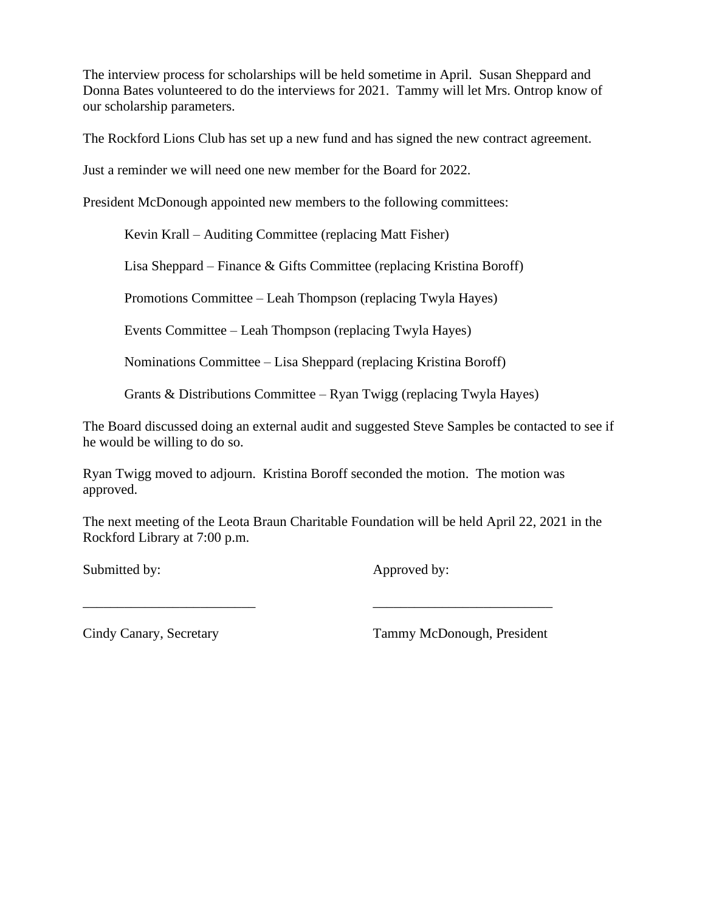The interview process for scholarships will be held sometime in April. Susan Sheppard and Donna Bates volunteered to do the interviews for 2021. Tammy will let Mrs. Ontrop know of our scholarship parameters.

The Rockford Lions Club has set up a new fund and has signed the new contract agreement.

Just a reminder we will need one new member for the Board for 2022.

President McDonough appointed new members to the following committees:

Kevin Krall – Auditing Committee (replacing Matt Fisher)

Lisa Sheppard – Finance & Gifts Committee (replacing Kristina Boroff)

Promotions Committee – Leah Thompson (replacing Twyla Hayes)

Events Committee – Leah Thompson (replacing Twyla Hayes)

Nominations Committee – Lisa Sheppard (replacing Kristina Boroff)

Grants & Distributions Committee – Ryan Twigg (replacing Twyla Hayes)

The Board discussed doing an external audit and suggested Steve Samples be contacted to see if he would be willing to do so.

Ryan Twigg moved to adjourn. Kristina Boroff seconded the motion. The motion was approved.

The next meeting of the Leota Braun Charitable Foundation will be held April 22, 2021 in the Rockford Library at 7:00 p.m.

Submitted by: Approved by:

_________________________ _________________________

Cindy Canary, Secretary Tammy McDonough, President